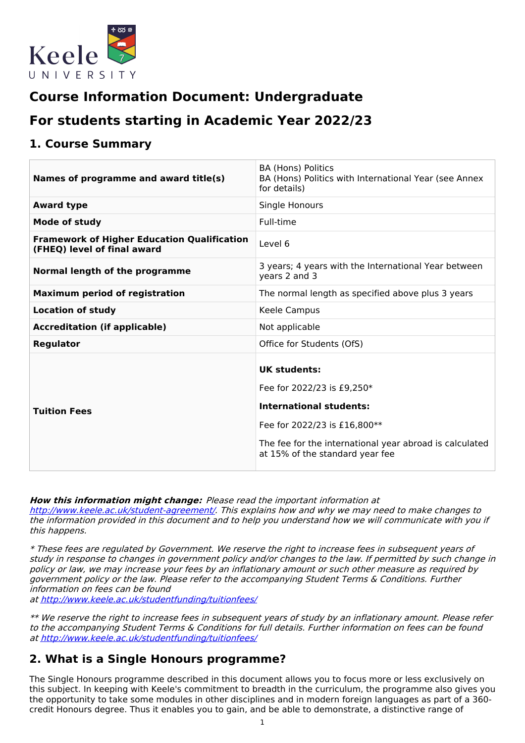# Course Information Document: Undergraduate

# For students starting in Academic Year 2022/23

## 1. Course Summary

| | |
|---|---|
| **Names of programme and award title(s)** | BA (Hons) Politics<br>BA (Hons) Politics with International Year (see Annex for details) |
| **Award type** | Single Honours |
| **Mode of study** | Full-time |
| **Framework of Higher Education Qualification (FHEQ) level of final award** | Level 6 |
| **Normal length of the programme** | 3 years; 4 years with the International Year between years 2 and 3 |
| **Maximum period of registration** | The normal length as specified above plus 3 years |
| **Location of study** | Keele Campus |
| **Accreditation (if applicable)** | Not applicable |
| **Regulator** | Office for Students (OfS) |
| **Tuition Fees** | **UK students:**<br>Fee for 2022/23 is £9,250*<br>**International students:**<br>Fee for 2022/23 is £16,800**<br>The fee for the international year abroad is calculated at 15% of the standard year fee |

***How this information might change:*** *Please read the important information at [http://www.keele.ac.uk/student-agreement/](http://www.keele.ac.uk/student-agreement/). This explains how and why we may need to make changes to the information provided in this document and to help you understand how we will communicate with you if this happens.*

*\* These fees are regulated by Government. We reserve the right to increase fees in subsequent years of study in response to changes in government policy and/or changes to the law. If permitted by such change in policy or law, we may increase your fees by an inflationary amount or such other measure as required by government policy or the law. Please refer to the accompanying Student Terms & Conditions. Further information on fees can be found at [http://www.keele.ac.uk/studentfunding/tuitionfees/](http://www.keele.ac.uk/studentfunding/tuitionfees/)*

*\*\* We reserve the right to increase fees in subsequent years of study by an inflationary amount. Please refer to the accompanying Student Terms & Conditions for full details. Further information on fees can be found at [http://www.keele.ac.uk/studentfunding/tuitionfees/](http://www.keele.ac.uk/studentfunding/tuitionfees/)*

## 2. What is a Single Honours programme?

The Single Honours programme described in this document allows you to focus more or less exclusively on this subject. In keeping with Keele's commitment to breadth in the curriculum, the programme also gives you the opportunity to take some modules in other disciplines and in modern foreign languages as part of a 360-credit Honours degree. Thus it enables you to gain, and be able to demonstrate, a distinctive range of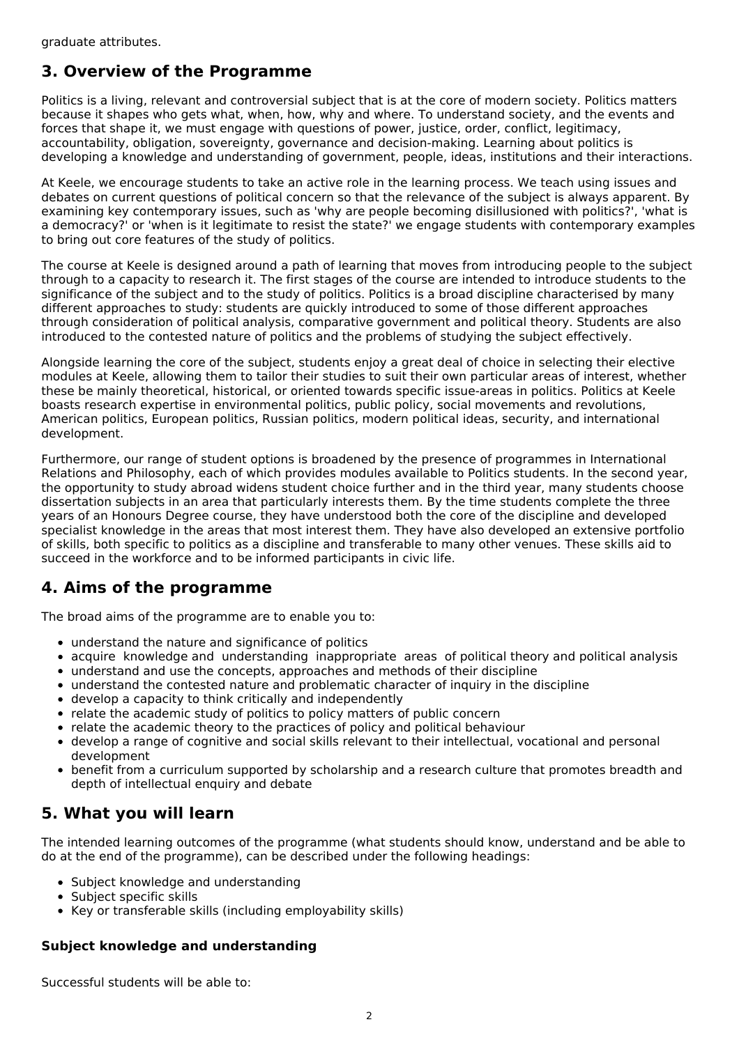graduate attributes.

## 3. Overview of the Programme

Politics is a living, relevant and controversial subject that is at the core of modern society. Politics matters because it shapes who gets what, when, how, why and where. To understand society, and the events and forces that shape it, we must engage with questions of power, justice, order, conflict, legitimacy, accountability, obligation, sovereignty, governance and decision-making. Learning about politics is developing a knowledge and understanding of government, people, ideas, institutions and their interactions.

At Keele, we encourage students to take an active role in the learning process. We teach using issues and debates on current questions of political concern so that the relevance of the subject is always apparent. By examining key contemporary issues, such as 'why are people becoming disillusioned with politics?', 'what is a democracy?' or 'when is it legitimate to resist the state?' we engage students with contemporary examples to bring out core features of the study of politics.

The course at Keele is designed around a path of learning that moves from introducing people to the subject through to a capacity to research it. The first stages of the course are intended to introduce students to the significance of the subject and to the study of politics. Politics is a broad discipline characterised by many different approaches to study: students are quickly introduced to some of those different approaches through consideration of political analysis, comparative government and political theory. Students are also introduced to the contested nature of politics and the problems of studying the subject effectively.

Alongside learning the core of the subject, students enjoy a great deal of choice in selecting their elective modules at Keele, allowing them to tailor their studies to suit their own particular areas of interest, whether these be mainly theoretical, historical, or oriented towards specific issue-areas in politics. Politics at Keele boasts research expertise in environmental politics, public policy, social movements and revolutions, American politics, European politics, Russian politics, modern political ideas, security, and international development.

Furthermore, our range of student options is broadened by the presence of programmes in International Relations and Philosophy, each of which provides modules available to Politics students. In the second year, the opportunity to study abroad widens student choice further and in the third year, many students choose dissertation subjects in an area that particularly interests them. By the time students complete the three years of an Honours Degree course, they have understood both the core of the discipline and developed specialist knowledge in the areas that most interest them. They have also developed an extensive portfolio of skills, both specific to politics as a discipline and transferable to many other venues. These skills aid to succeed in the workforce and to be informed participants in civic life.

## 4. Aims of the programme

The broad aims of the programme are to enable you to:

- understand the nature and significance of politics
- acquire knowledge and understanding inappropriate areas of political theory and political analysis
- understand and use the concepts, approaches and methods of their discipline
- understand the contested nature and problematic character of inquiry in the discipline
- develop a capacity to think critically and independently
- relate the academic study of politics to policy matters of public concern
- relate the academic theory to the practices of policy and political behaviour
- develop a range of cognitive and social skills relevant to their intellectual, vocational and personal development
- benefit from a curriculum supported by scholarship and a research culture that promotes breadth and depth of intellectual enquiry and debate

## 5. What you will learn

The intended learning outcomes of the programme (what students should know, understand and be able to do at the end of the programme), can be described under the following headings:

- Subject knowledge and understanding
- Subject specific skills
- Key or transferable skills (including employability skills)

### Subject knowledge and understanding

Successful students will be able to: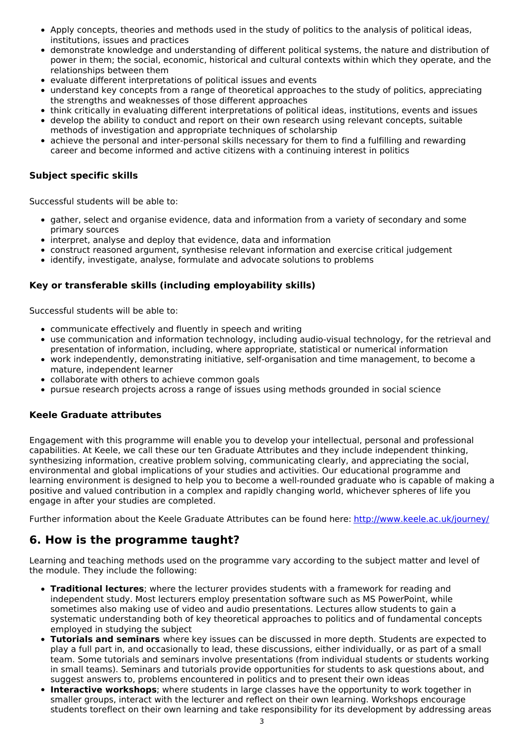- Apply concepts, theories and methods used in the study of politics to the analysis of political ideas, institutions, issues and practices
- demonstrate knowledge and understanding of different political systems, the nature and distribution of power in them; the social, economic, historical and cultural contexts within which they operate, and the relationships between them
- evaluate different interpretations of political issues and events
- understand key concepts from a range of theoretical approaches to the study of politics, appreciating the strengths and weaknesses of those different approaches
- think critically in evaluating different interpretations of political ideas, institutions, events and issues
- develop the ability to conduct and report on their own research using relevant concepts, suitable methods of investigation and appropriate techniques of scholarship
- achieve the personal and inter-personal skills necessary for them to find a fulfilling and rewarding career and become informed and active citizens with a continuing interest in politics

### Subject specific skills

Successful students will be able to:

- gather, select and organise evidence, data and information from a variety of secondary and some primary sources
- interpret, analyse and deploy that evidence, data and information
- construct reasoned argument, synthesise relevant information and exercise critical judgement
- identify, investigate, analyse, formulate and advocate solutions to problems

### Key or transferable skills (including employability skills)

Successful students will be able to:

- communicate effectively and fluently in speech and writing
- use communication and information technology, including audio-visual technology, for the retrieval and presentation of information, including, where appropriate, statistical or numerical information
- work independently, demonstrating initiative, self-organisation and time management, to become a mature, independent learner
- collaborate with others to achieve common goals
- pursue research projects across a range of issues using methods grounded in social science

### Keele Graduate attributes

Engagement with this programme will enable you to develop your intellectual, personal and professional capabilities. At Keele, we call these our ten Graduate Attributes and they include independent thinking, synthesizing information, creative problem solving, communicating clearly, and appreciating the social, environmental and global implications of your studies and activities. Our educational programme and learning environment is designed to help you to become a well-rounded graduate who is capable of making a positive and valued contribution in a complex and rapidly changing world, whichever spheres of life you engage in after your studies are completed.

Further information about the Keele Graduate Attributes can be found here: [http://www.keele.ac.uk/journey/](http://www.keele.ac.uk/journey/)

## 6. How is the programme taught?

Learning and teaching methods used on the programme vary according to the subject matter and level of the module. They include the following:

- **Traditional lectures**; where the lecturer provides students with a framework for reading and independent study. Most lecturers employ presentation software such as MS PowerPoint, while sometimes also making use of video and audio presentations. Lectures allow students to gain a systematic understanding both of key theoretical approaches to politics and of fundamental concepts employed in studying the subject
- **Tutorials and seminars** where key issues can be discussed in more depth. Students are expected to play a full part in, and occasionally to lead, these discussions, either individually, or as part of a small team. Some tutorials and seminars involve presentations (from individual students or students working in small teams). Seminars and tutorials provide opportunities for students to ask questions about, and suggest answers to, problems encountered in politics and to present their own ideas
- **Interactive workshops**; where students in large classes have the opportunity to work together in smaller groups, interact with the lecturer and reflect on their own learning. Workshops encourage students toreflect on their own learning and take responsibility for its development by addressing areas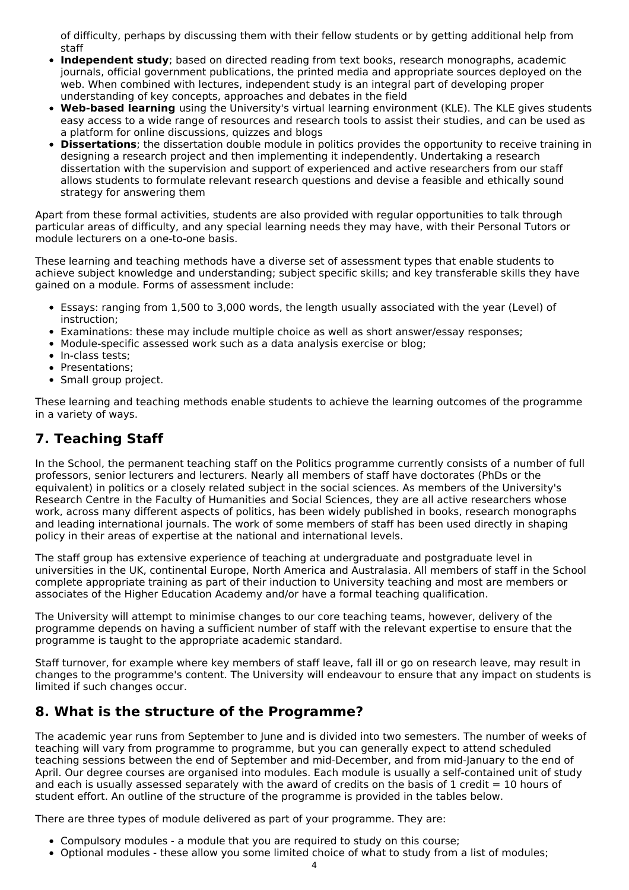of difficulty, perhaps by discussing them with their fellow students or by getting additional help from staff

- **Independent study**; based on directed reading from text books, research monographs, academic journals, official government publications, the printed media and appropriate sources deployed on the web. When combined with lectures, independent study is an integral part of developing proper understanding of key concepts, approaches and debates in the field
- **Web-based learning** using the University's virtual learning environment (KLE). The KLE gives students easy access to a wide range of resources and research tools to assist their studies, and can be used as a platform for online discussions, quizzes and blogs
- **Dissertations**; the dissertation double module in politics provides the opportunity to receive training in designing a research project and then implementing it independently. Undertaking a research dissertation with the supervision and support of experienced and active researchers from our staff allows students to formulate relevant research questions and devise a feasible and ethically sound strategy for answering them

Apart from these formal activities, students are also provided with regular opportunities to talk through particular areas of difficulty, and any special learning needs they may have, with their Personal Tutors or module lecturers on a one-to-one basis.

These learning and teaching methods have a diverse set of assessment types that enable students to achieve subject knowledge and understanding; subject specific skills; and key transferable skills they have gained on a module. Forms of assessment include:

- Essays: ranging from 1,500 to 3,000 words, the length usually associated with the year (Level) of instruction;
- Examinations: these may include multiple choice as well as short answer/essay responses;
- Module-specific assessed work such as a data analysis exercise or blog;
- In-class tests;
- Presentations;
- Small group project.

These learning and teaching methods enable students to achieve the learning outcomes of the programme in a variety of ways.

## 7. Teaching Staff

In the School, the permanent teaching staff on the Politics programme currently consists of a number of full professors, senior lecturers and lecturers. Nearly all members of staff have doctorates (PhDs or the equivalent) in politics or a closely related subject in the social sciences. As members of the University's Research Centre in the Faculty of Humanities and Social Sciences, they are all active researchers whose work, across many different aspects of politics, has been widely published in books, research monographs and leading international journals. The work of some members of staff has been used directly in shaping policy in their areas of expertise at the national and international levels.

The staff group has extensive experience of teaching at undergraduate and postgraduate level in universities in the UK, continental Europe, North America and Australasia. All members of staff in the School complete appropriate training as part of their induction to University teaching and most are members or associates of the Higher Education Academy and/or have a formal teaching qualification.

The University will attempt to minimise changes to our core teaching teams, however, delivery of the programme depends on having a sufficient number of staff with the relevant expertise to ensure that the programme is taught to the appropriate academic standard.

Staff turnover, for example where key members of staff leave, fall ill or go on research leave, may result in changes to the programme's content. The University will endeavour to ensure that any impact on students is limited if such changes occur.

## 8. What is the structure of the Programme?

The academic year runs from September to June and is divided into two semesters. The number of weeks of teaching will vary from programme to programme, but you can generally expect to attend scheduled teaching sessions between the end of September and mid-December, and from mid-January to the end of April. Our degree courses are organised into modules. Each module is usually a self-contained unit of study and each is usually assessed separately with the award of credits on the basis of 1 credit = 10 hours of student effort. An outline of the structure of the programme is provided in the tables below.

There are three types of module delivered as part of your programme. They are:

- Compulsory modules - a module that you are required to study on this course;
- Optional modules - these allow you some limited choice of what to study from a list of modules;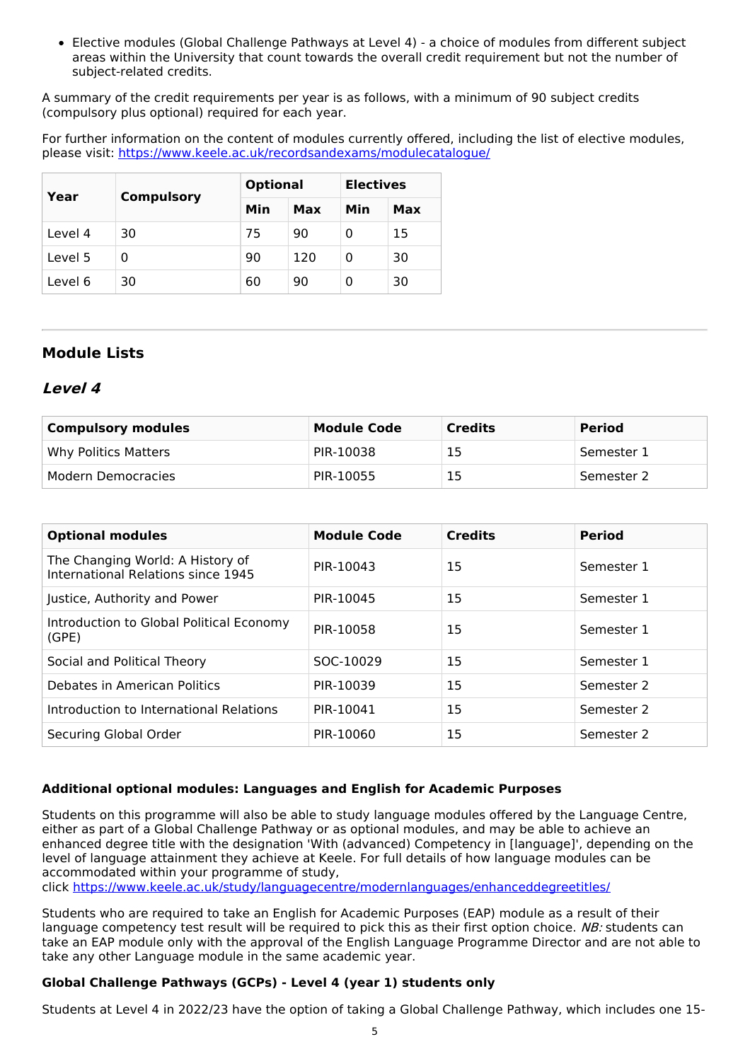- Elective modules (Global Challenge Pathways at Level 4) - a choice of modules from different subject areas within the University that count towards the overall credit requirement but not the number of subject-related credits.

A summary of the credit requirements per year is as follows, with a minimum of 90 subject credits (compulsory plus optional) required for each year.

For further information on the content of modules currently offered, including the list of elective modules, please visit: https://www.keele.ac.uk/recordsandexams/modulecatalogue/

| Year | Compulsory | Optional | | Electives | |
|---|---|---|---|---|---|
| | | Min | Max | Min | Max |
| Level 4 | 30 | 75 | 90 | 0 | 15 |
| Level 5 | 0 | 90 | 120 | 0 | 30 |
| Level 6 | 30 | 60 | 90 | 0 | 30 |

## Module Lists

### *Level 4*

| Compulsory modules | Module Code | Credits | Period |
|---|---|---|---|
| Why Politics Matters | PIR-10038 | 15 | Semester 1 |
| Modern Democracies | PIR-10055 | 15 | Semester 2 |

| Optional modules | Module Code | Credits | Period |
|---|---|---|---|
| The Changing World: A History of International Relations since 1945 | PIR-10043 | 15 | Semester 1 |
| Justice, Authority and Power | PIR-10045 | 15 | Semester 1 |
| Introduction to Global Political Economy (GPE) | PIR-10058 | 15 | Semester 1 |
| Social and Political Theory | SOC-10029 | 15 | Semester 1 |
| Debates in American Politics | PIR-10039 | 15 | Semester 2 |
| Introduction to International Relations | PIR-10041 | 15 | Semester 2 |
| Securing Global Order | PIR-10060 | 15 | Semester 2 |

**Additional optional modules: Languages and English for Academic Purposes**

Students on this programme will also be able to study language modules offered by the Language Centre, either as part of a Global Challenge Pathway or as optional modules, and may be able to achieve an enhanced degree title with the designation 'With (advanced) Competency in [language]', depending on the level of language attainment they achieve at Keele. For full details of how language modules can be accommodated within your programme of study, click https://www.keele.ac.uk/study/languagecentre/modernlanguages/enhanceddegreetitles/

Students who are required to take an English for Academic Purposes (EAP) module as a result of their language competency test result will be required to pick this as their first option choice. *NB:* students can take an EAP module only with the approval of the English Language Programme Director and are not able to take any other Language module in the same academic year.

**Global Challenge Pathways (GCPs) - Level 4 (year 1) students only**

Students at Level 4 in 2022/23 have the option of taking a Global Challenge Pathway, which includes one 15-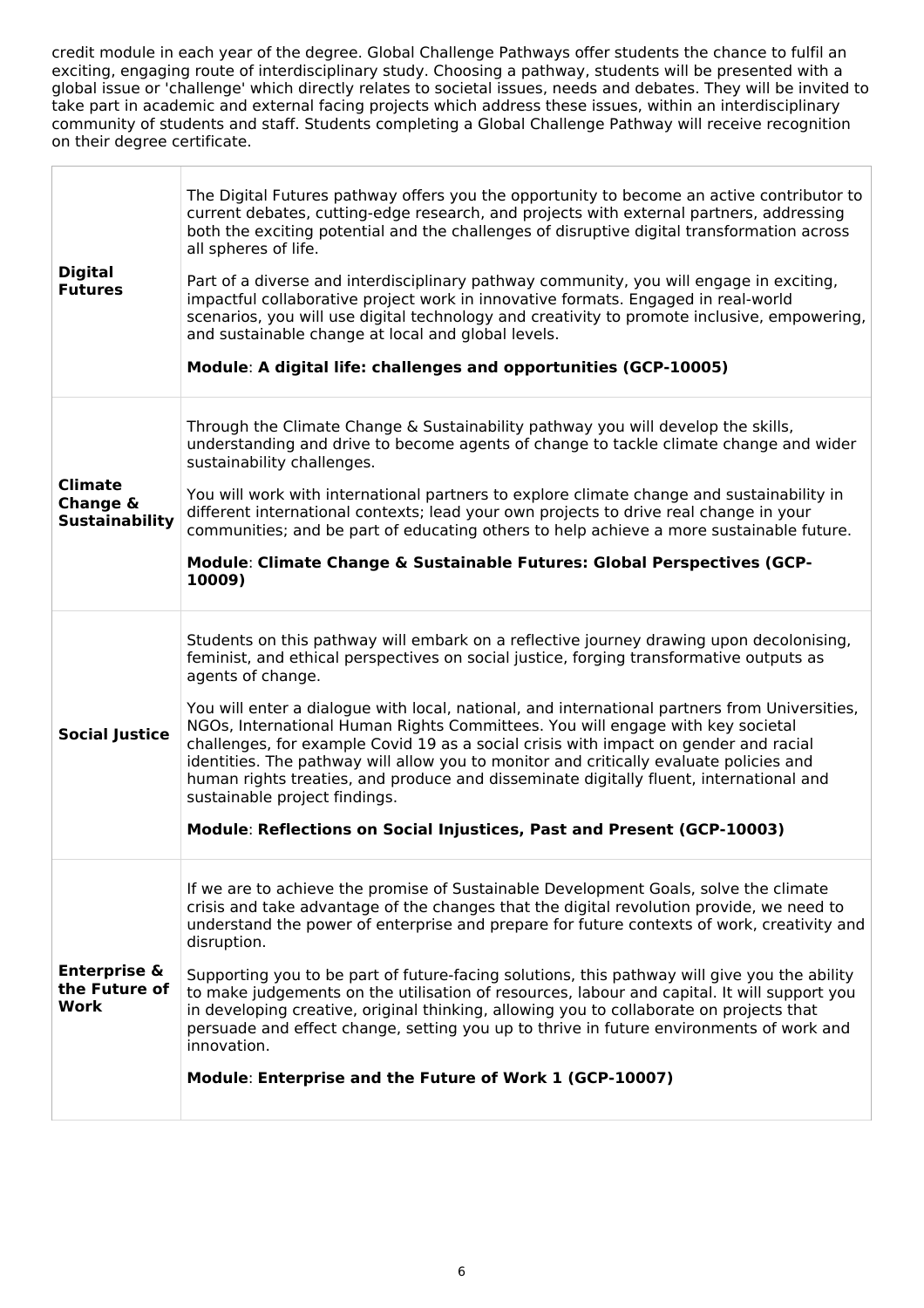credit module in each year of the degree. Global Challenge Pathways offer students the chance to fulfil an exciting, engaging route of interdisciplinary study. Choosing a pathway, students will be presented with a global issue or 'challenge' which directly relates to societal issues, needs and debates. They will be invited to take part in academic and external facing projects which address these issues, within an interdisciplinary community of students and staff. Students completing a Global Challenge Pathway will receive recognition on their degree certificate.

| | |
|---|---|
| **Digital Futures** | The Digital Futures pathway offers you the opportunity to become an active contributor to current debates, cutting-edge research, and projects with external partners, addressing both the exciting potential and the challenges of disruptive digital transformation across all spheres of life.<br><br>Part of a diverse and interdisciplinary pathway community, you will engage in exciting, impactful collaborative project work in innovative formats. Engaged in real-world scenarios, you will use digital technology and creativity to promote inclusive, empowering, and sustainable change at local and global levels.<br><br>**Module**: **A digital life: challenges and opportunities (GCP-10005)** |
| **Climate Change & Sustainability** | Through the Climate Change & Sustainability pathway you will develop the skills, understanding and drive to become agents of change to tackle climate change and wider sustainability challenges.<br><br>You will work with international partners to explore climate change and sustainability in different international contexts; lead your own projects to drive real change in your communities; and be part of educating others to help achieve a more sustainable future.<br><br>**Module**: **Climate Change & Sustainable Futures: Global Perspectives (GCP-10009)** |
| **Social Justice** | Students on this pathway will embark on a reflective journey drawing upon decolonising, feminist, and ethical perspectives on social justice, forging transformative outputs as agents of change.<br><br>You will enter a dialogue with local, national, and international partners from Universities, NGOs, International Human Rights Committees. You will engage with key societal challenges, for example Covid 19 as a social crisis with impact on gender and racial identities. The pathway will allow you to monitor and critically evaluate policies and human rights treaties, and produce and disseminate digitally fluent, international and sustainable project findings.<br><br>**Module**: **Reflections on Social Injustices, Past and Present (GCP-10003)** |
| **Enterprise & the Future of Work** | If we are to achieve the promise of Sustainable Development Goals, solve the climate crisis and take advantage of the changes that the digital revolution provide, we need to understand the power of enterprise and prepare for future contexts of work, creativity and disruption.<br><br>Supporting you to be part of future-facing solutions, this pathway will give you the ability to make judgements on the utilisation of resources, labour and capital. It will support you in developing creative, original thinking, allowing you to collaborate on projects that persuade and effect change, setting you up to thrive in future environments of work and innovation.<br><br>**Module**: **Enterprise and the Future of Work 1 (GCP-10007)** |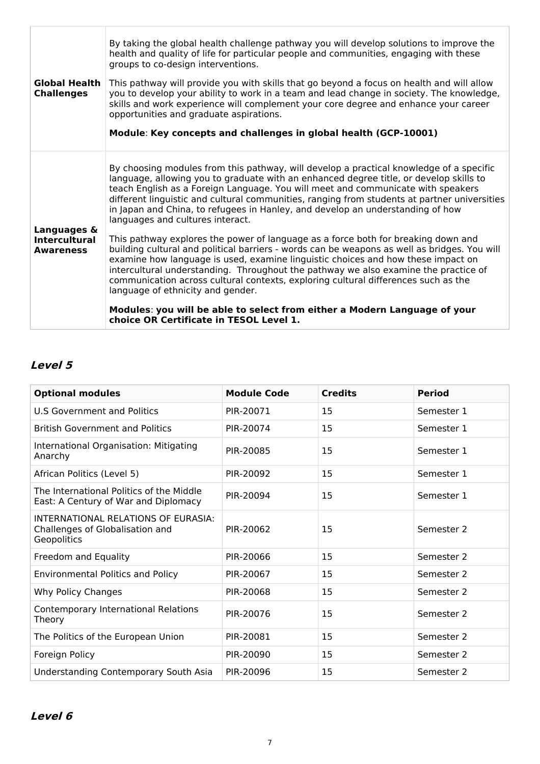| | |
|---|---|
| **Global Health Challenges** | By taking the global health challenge pathway you will develop solutions to improve the health and quality of life for particular people and communities, engaging with these groups to co-design interventions.<br><br>This pathway will provide you with skills that go beyond a focus on health and will allow you to develop your ability to work in a team and lead change in society. The knowledge, skills and work experience will complement your core degree and enhance your career opportunities and graduate aspirations.<br><br>**Module**: **Key concepts and challenges in global health (GCP-10001)** |
| **Languages & Intercultural Awareness** | By choosing modules from this pathway, will develop a practical knowledge of a specific language, allowing you to graduate with an enhanced degree title, or develop skills to teach English as a Foreign Language. You will meet and communicate with speakers different linguistic and cultural communities, ranging from students at partner universities in Japan and China, to refugees in Hanley, and develop an understanding of how languages and cultures interact.<br><br>This pathway explores the power of language as a force both for breaking down and building cultural and political barriers - words can be weapons as well as bridges. You will examine how language is used, examine linguistic choices and how these impact on intercultural understanding. Throughout the pathway we also examine the practice of communication across cultural contexts, exploring cultural differences such as the language of ethnicity and gender.<br><br>**Modules**: **you will be able to select from either a Modern Language of your choice OR Certificate in TESOL Level 1.** |

## *Level 5*

| Optional modules | Module Code | Credits | Period |
|---|---|---|---|
| U.S Government and Politics | PIR-20071 | 15 | Semester 1 |
| British Government and Politics | PIR-20074 | 15 | Semester 1 |
| International Organisation: Mitigating Anarchy | PIR-20085 | 15 | Semester 1 |
| African Politics (Level 5) | PIR-20092 | 15 | Semester 1 |
| The International Politics of the Middle East: A Century of War and Diplomacy | PIR-20094 | 15 | Semester 1 |
| INTERNATIONAL RELATIONS OF EURASIA: Challenges of Globalisation and Geopolitics | PIR-20062 | 15 | Semester 2 |
| Freedom and Equality | PIR-20066 | 15 | Semester 2 |
| Environmental Politics and Policy | PIR-20067 | 15 | Semester 2 |
| Why Policy Changes | PIR-20068 | 15 | Semester 2 |
| Contemporary International Relations Theory | PIR-20076 | 15 | Semester 2 |
| The Politics of the European Union | PIR-20081 | 15 | Semester 2 |
| Foreign Policy | PIR-20090 | 15 | Semester 2 |
| Understanding Contemporary South Asia | PIR-20096 | 15 | Semester 2 |

## *Level 6*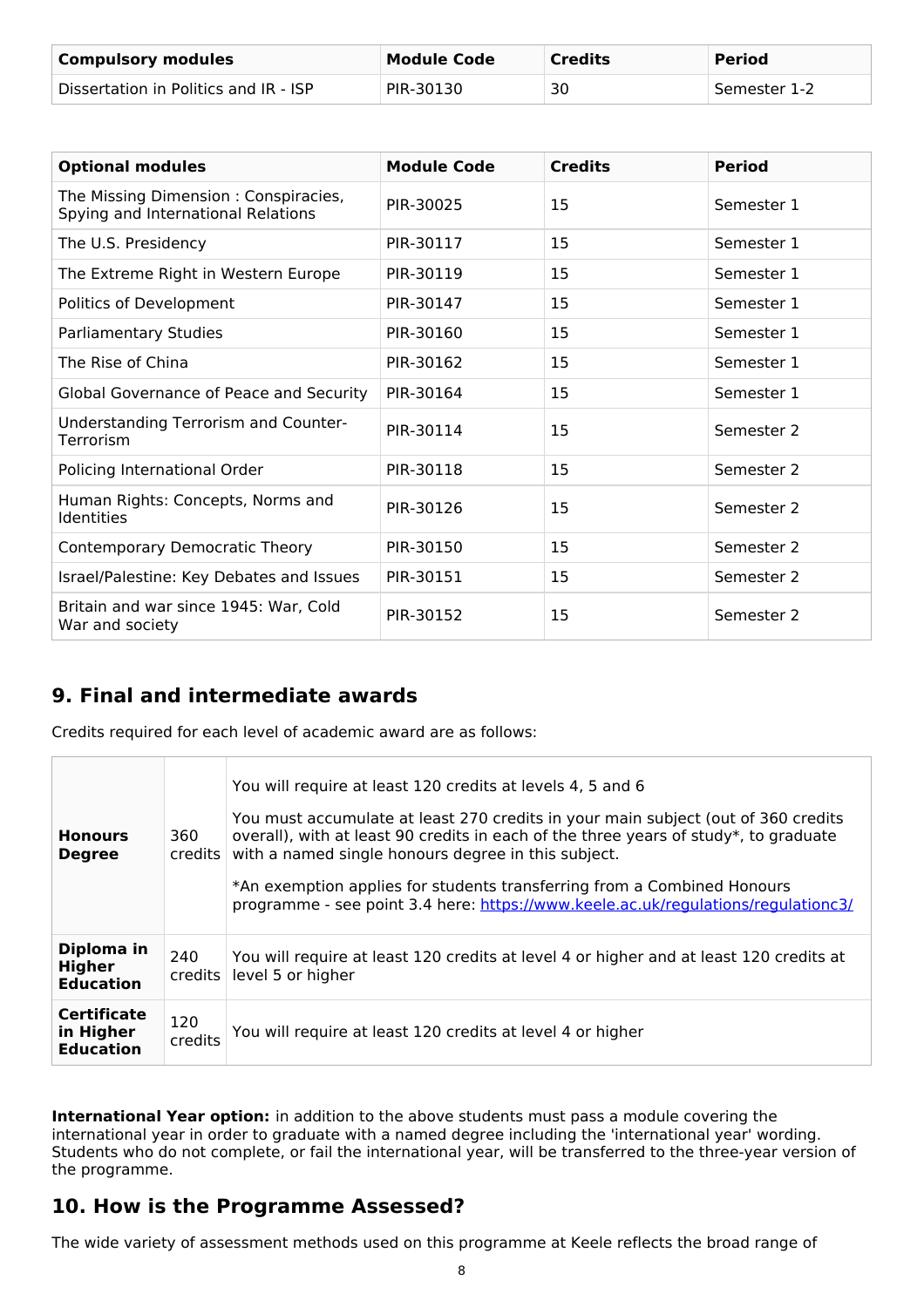| Compulsory modules | Module Code | Credits | Period |
|---|---|---|---|
| Dissertation in Politics and IR - ISP | PIR-30130 | 30 | Semester 1-2 |

| Optional modules | Module Code | Credits | Period |
|---|---|---|---|
| The Missing Dimension : Conspiracies, Spying and International Relations | PIR-30025 | 15 | Semester 1 |
| The U.S. Presidency | PIR-30117 | 15 | Semester 1 |
| The Extreme Right in Western Europe | PIR-30119 | 15 | Semester 1 |
| Politics of Development | PIR-30147 | 15 | Semester 1 |
| Parliamentary Studies | PIR-30160 | 15 | Semester 1 |
| The Rise of China | PIR-30162 | 15 | Semester 1 |
| Global Governance of Peace and Security | PIR-30164 | 15 | Semester 1 |
| Understanding Terrorism and Counter-Terrorism | PIR-30114 | 15 | Semester 2 |
| Policing International Order | PIR-30118 | 15 | Semester 2 |
| Human Rights: Concepts, Norms and Identities | PIR-30126 | 15 | Semester 2 |
| Contemporary Democratic Theory | PIR-30150 | 15 | Semester 2 |
| Israel/Palestine: Key Debates and Issues | PIR-30151 | 15 | Semester 2 |
| Britain and war since 1945: War, Cold War and society | PIR-30152 | 15 | Semester 2 |

## 9. Final and intermediate awards

Credits required for each level of academic award are as follows:

| | | |
|---|---|---|
| **Honours Degree** | 360 credits | You will require at least 120 credits at levels 4, 5 and 6<br><br>You must accumulate at least 270 credits in your main subject (out of 360 credits overall), with at least 90 credits in each of the three years of study*, to graduate with a named single honours degree in this subject.<br><br>*An exemption applies for students transferring from a Combined Honours programme - see point 3.4 here: https://www.keele.ac.uk/regulations/regulationc3/ |
| **Diploma in Higher Education** | 240 credits | You will require at least 120 credits at level 4 or higher and at least 120 credits at level 5 or higher |
| **Certificate in Higher Education** | 120 credits | You will require at least 120 credits at level 4 or higher |

**International Year option:** in addition to the above students must pass a module covering the international year in order to graduate with a named degree including the 'international year' wording. Students who do not complete, or fail the international year, will be transferred to the three-year version of the programme.

## 10. How is the Programme Assessed?

The wide variety of assessment methods used on this programme at Keele reflects the broad range of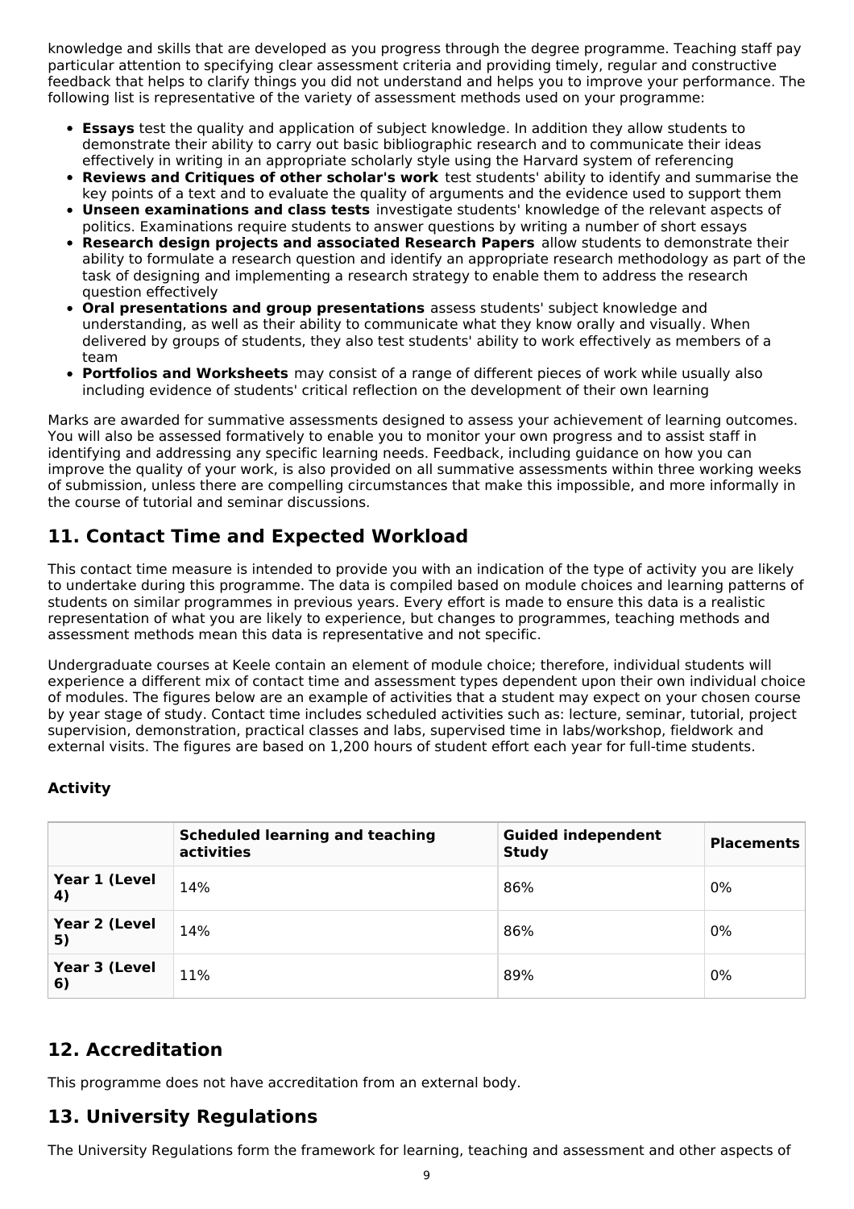knowledge and skills that are developed as you progress through the degree programme. Teaching staff pay particular attention to specifying clear assessment criteria and providing timely, regular and constructive feedback that helps to clarify things you did not understand and helps you to improve your performance. The following list is representative of the variety of assessment methods used on your programme:

- **Essays** test the quality and application of subject knowledge. In addition they allow students to demonstrate their ability to carry out basic bibliographic research and to communicate their ideas effectively in writing in an appropriate scholarly style using the Harvard system of referencing
- **Reviews and Critiques of other scholar's work** test students' ability to identify and summarise the key points of a text and to evaluate the quality of arguments and the evidence used to support them
- **Unseen examinations and class tests** investigate students' knowledge of the relevant aspects of politics. Examinations require students to answer questions by writing a number of short essays
- **Research design projects and associated Research Papers** allow students to demonstrate their ability to formulate a research question and identify an appropriate research methodology as part of the task of designing and implementing a research strategy to enable them to address the research question effectively
- **Oral presentations and group presentations** assess students' subject knowledge and understanding, as well as their ability to communicate what they know orally and visually. When delivered by groups of students, they also test students' ability to work effectively as members of a team
- **Portfolios and Worksheets** may consist of a range of different pieces of work while usually also including evidence of students' critical reflection on the development of their own learning

Marks are awarded for summative assessments designed to assess your achievement of learning outcomes. You will also be assessed formatively to enable you to monitor your own progress and to assist staff in identifying and addressing any specific learning needs. Feedback, including guidance on how you can improve the quality of your work, is also provided on all summative assessments within three working weeks of submission, unless there are compelling circumstances that make this impossible, and more informally in the course of tutorial and seminar discussions.

## 11. Contact Time and Expected Workload

This contact time measure is intended to provide you with an indication of the type of activity you are likely to undertake during this programme. The data is compiled based on module choices and learning patterns of students on similar programmes in previous years. Every effort is made to ensure this data is a realistic representation of what you are likely to experience, but changes to programmes, teaching methods and assessment methods mean this data is representative and not specific.

Undergraduate courses at Keele contain an element of module choice; therefore, individual students will experience a different mix of contact time and assessment types dependent upon their own individual choice of modules. The figures below are an example of activities that a student may expect on your chosen course by year stage of study. Contact time includes scheduled activities such as: lecture, seminar, tutorial, project supervision, demonstration, practical classes and labs, supervised time in labs/workshop, fieldwork and external visits. The figures are based on 1,200 hours of student effort each year for full-time students.

**Activity**

| | Scheduled learning and teaching activities | Guided independent Study | Placements |
|---|---|---|---|
| **Year 1 (Level 4)** | 14% | 86% | 0% |
| **Year 2 (Level 5)** | 14% | 86% | 0% |
| **Year 3 (Level 6)** | 11% | 89% | 0% |

## 12. Accreditation

This programme does not have accreditation from an external body.

## 13. University Regulations

The University Regulations form the framework for learning, teaching and assessment and other aspects of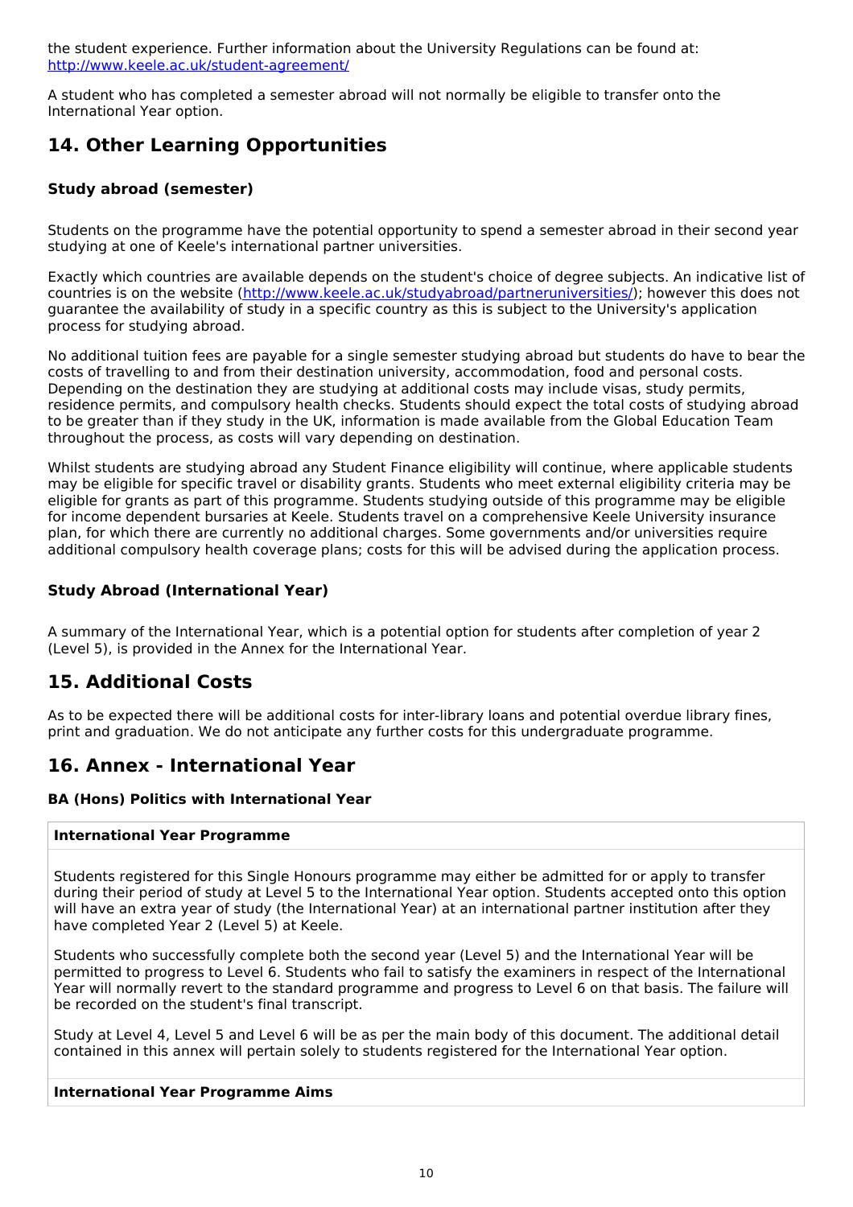the student experience. Further information about the University Regulations can be found at: [http://www.keele.ac.uk/student-agreement/](http://www.keele.ac.uk/student-agreement/)

A student who has completed a semester abroad will not normally be eligible to transfer onto the International Year option.

## 14. Other Learning Opportunities

### Study abroad (semester)

Students on the programme have the potential opportunity to spend a semester abroad in their second year studying at one of Keele's international partner universities.

Exactly which countries are available depends on the student's choice of degree subjects. An indicative list of countries is on the website ([http://www.keele.ac.uk/studyabroad/partneruniversities/](http://www.keele.ac.uk/studyabroad/partneruniversities/)); however this does not guarantee the availability of study in a specific country as this is subject to the University's application process for studying abroad.

No additional tuition fees are payable for a single semester studying abroad but students do have to bear the costs of travelling to and from their destination university, accommodation, food and personal costs. Depending on the destination they are studying at additional costs may include visas, study permits, residence permits, and compulsory health checks. Students should expect the total costs of studying abroad to be greater than if they study in the UK, information is made available from the Global Education Team throughout the process, as costs will vary depending on destination.

Whilst students are studying abroad any Student Finance eligibility will continue, where applicable students may be eligible for specific travel or disability grants. Students who meet external eligibility criteria may be eligible for grants as part of this programme. Students studying outside of this programme may be eligible for income dependent bursaries at Keele. Students travel on a comprehensive Keele University insurance plan, for which there are currently no additional charges. Some governments and/or universities require additional compulsory health coverage plans; costs for this will be advised during the application process.

### Study Abroad (International Year)

A summary of the International Year, which is a potential option for students after completion of year 2 (Level 5), is provided in the Annex for the International Year.

## 15. Additional Costs

As to be expected there will be additional costs for inter-library loans and potential overdue library fines, print and graduation. We do not anticipate any further costs for this undergraduate programme.

## 16. Annex - International Year

### BA (Hons) Politics with International Year

**International Year Programme**

Students registered for this Single Honours programme may either be admitted for or apply to transfer during their period of study at Level 5 to the International Year option. Students accepted onto this option will have an extra year of study (the International Year) at an international partner institution after they have completed Year 2 (Level 5) at Keele.

Students who successfully complete both the second year (Level 5) and the International Year will be permitted to progress to Level 6. Students who fail to satisfy the examiners in respect of the International Year will normally revert to the standard programme and progress to Level 6 on that basis. The failure will be recorded on the student's final transcript.

Study at Level 4, Level 5 and Level 6 will be as per the main body of this document. The additional detail contained in this annex will pertain solely to students registered for the International Year option.

**International Year Programme Aims**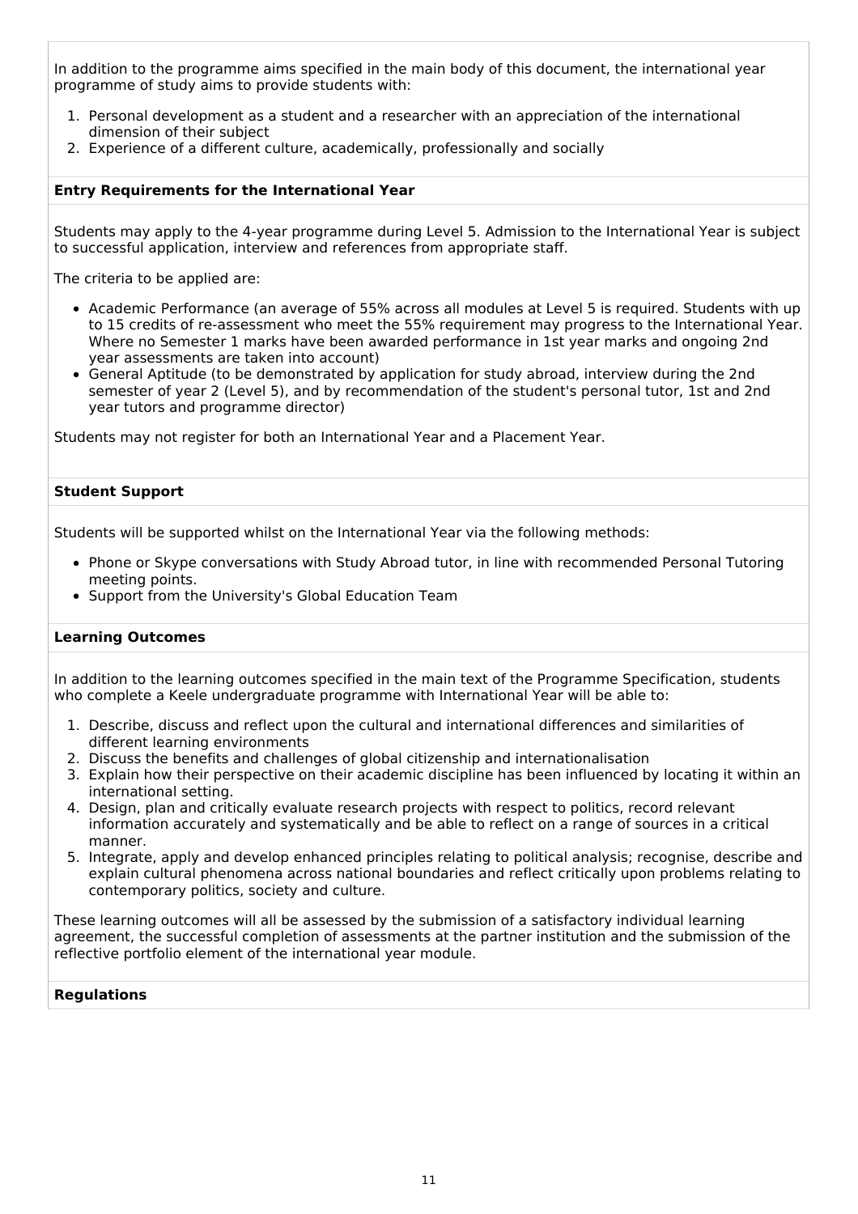In addition to the programme aims specified in the main body of this document, the international year programme of study aims to provide students with:

1. Personal development as a student and a researcher with an appreciation of the international dimension of their subject
2. Experience of a different culture, academically, professionally and socially

**Entry Requirements for the International Year**

Students may apply to the 4-year programme during Level 5. Admission to the International Year is subject to successful application, interview and references from appropriate staff.

The criteria to be applied are:

- Academic Performance (an average of 55% across all modules at Level 5 is required. Students with up to 15 credits of re-assessment who meet the 55% requirement may progress to the International Year. Where no Semester 1 marks have been awarded performance in 1st year marks and ongoing 2nd year assessments are taken into account)
- General Aptitude (to be demonstrated by application for study abroad, interview during the 2nd semester of year 2 (Level 5), and by recommendation of the student's personal tutor, 1st and 2nd year tutors and programme director)

Students may not register for both an International Year and a Placement Year.

**Student Support**

Students will be supported whilst on the International Year via the following methods:

- Phone or Skype conversations with Study Abroad tutor, in line with recommended Personal Tutoring meeting points.
- Support from the University's Global Education Team

**Learning Outcomes**

In addition to the learning outcomes specified in the main text of the Programme Specification, students who complete a Keele undergraduate programme with International Year will be able to:

1. Describe, discuss and reflect upon the cultural and international differences and similarities of different learning environments
2. Discuss the benefits and challenges of global citizenship and internationalisation
3. Explain how their perspective on their academic discipline has been influenced by locating it within an international setting.
4. Design, plan and critically evaluate research projects with respect to politics, record relevant information accurately and systematically and be able to reflect on a range of sources in a critical manner.
5. Integrate, apply and develop enhanced principles relating to political analysis; recognise, describe and explain cultural phenomena across national boundaries and reflect critically upon problems relating to contemporary politics, society and culture.

These learning outcomes will all be assessed by the submission of a satisfactory individual learning agreement, the successful completion of assessments at the partner institution and the submission of the reflective portfolio element of the international year module.

**Regulations**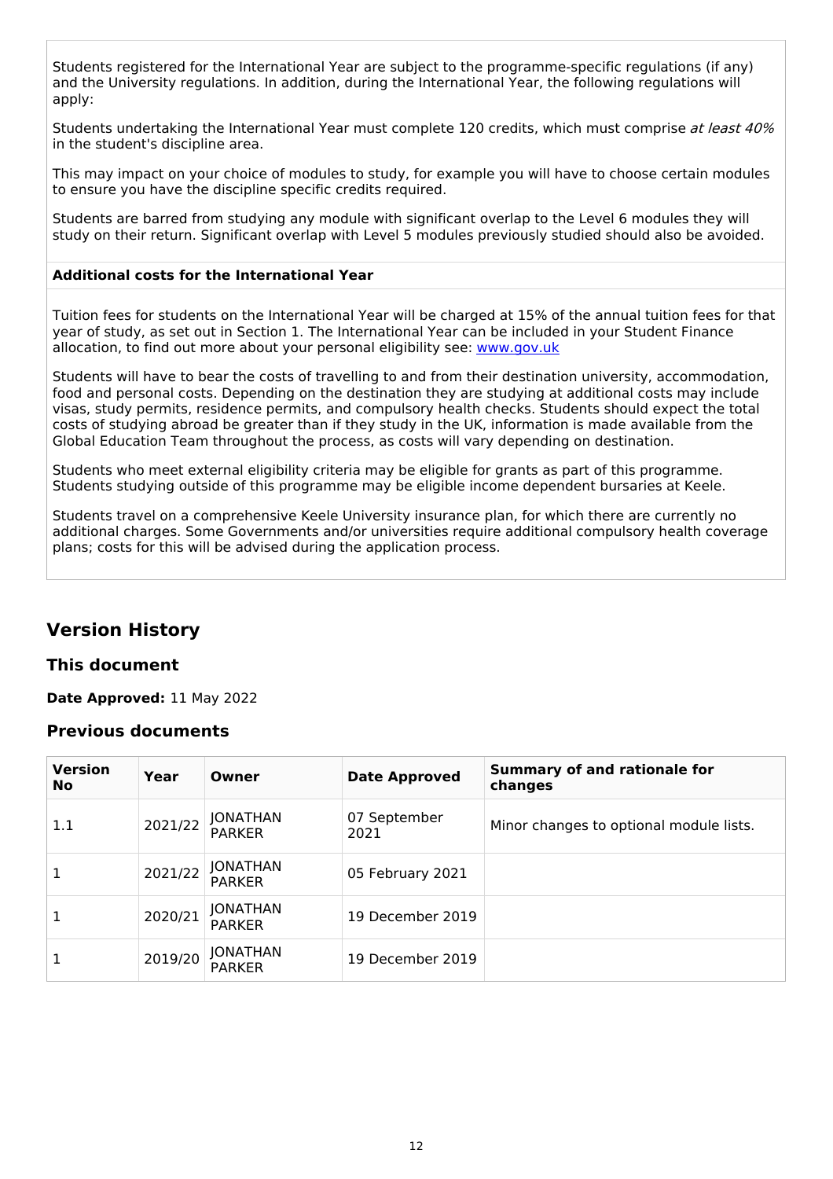Students registered for the International Year are subject to the programme-specific regulations (if any) and the University regulations. In addition, during the International Year, the following regulations will apply:

Students undertaking the International Year must complete 120 credits, which must comprise *at least 40%* in the student's discipline area.

This may impact on your choice of modules to study, for example you will have to choose certain modules to ensure you have the discipline specific credits required.

Students are barred from studying any module with significant overlap to the Level 6 modules they will study on their return. Significant overlap with Level 5 modules previously studied should also be avoided.

**Additional costs for the International Year**

Tuition fees for students on the International Year will be charged at 15% of the annual tuition fees for that year of study, as set out in Section 1. The International Year can be included in your Student Finance allocation, to find out more about your personal eligibility see: [www.gov.uk](www.gov.uk)

Students will have to bear the costs of travelling to and from their destination university, accommodation, food and personal costs. Depending on the destination they are studying at additional costs may include visas, study permits, residence permits, and compulsory health checks. Students should expect the total costs of studying abroad be greater than if they study in the UK, information is made available from the Global Education Team throughout the process, as costs will vary depending on destination.

Students who meet external eligibility criteria may be eligible for grants as part of this programme. Students studying outside of this programme may be eligible income dependent bursaries at Keele.

Students travel on a comprehensive Keele University insurance plan, for which there are currently no additional charges. Some Governments and/or universities require additional compulsory health coverage plans; costs for this will be advised during the application process.

## Version History

### This document

**Date Approved:** 11 May 2022

### Previous documents

| Version No | Year | Owner | Date Approved | Summary of and rationale for changes |
|---|---|---|---|---|
| 1.1 | 2021/22 | JONATHAN PARKER | 07 September 2021 | Minor changes to optional module lists. |
| 1 | 2021/22 | JONATHAN PARKER | 05 February 2021 | |
| 1 | 2020/21 | JONATHAN PARKER | 19 December 2019 | |
| 1 | 2019/20 | JONATHAN PARKER | 19 December 2019 | |